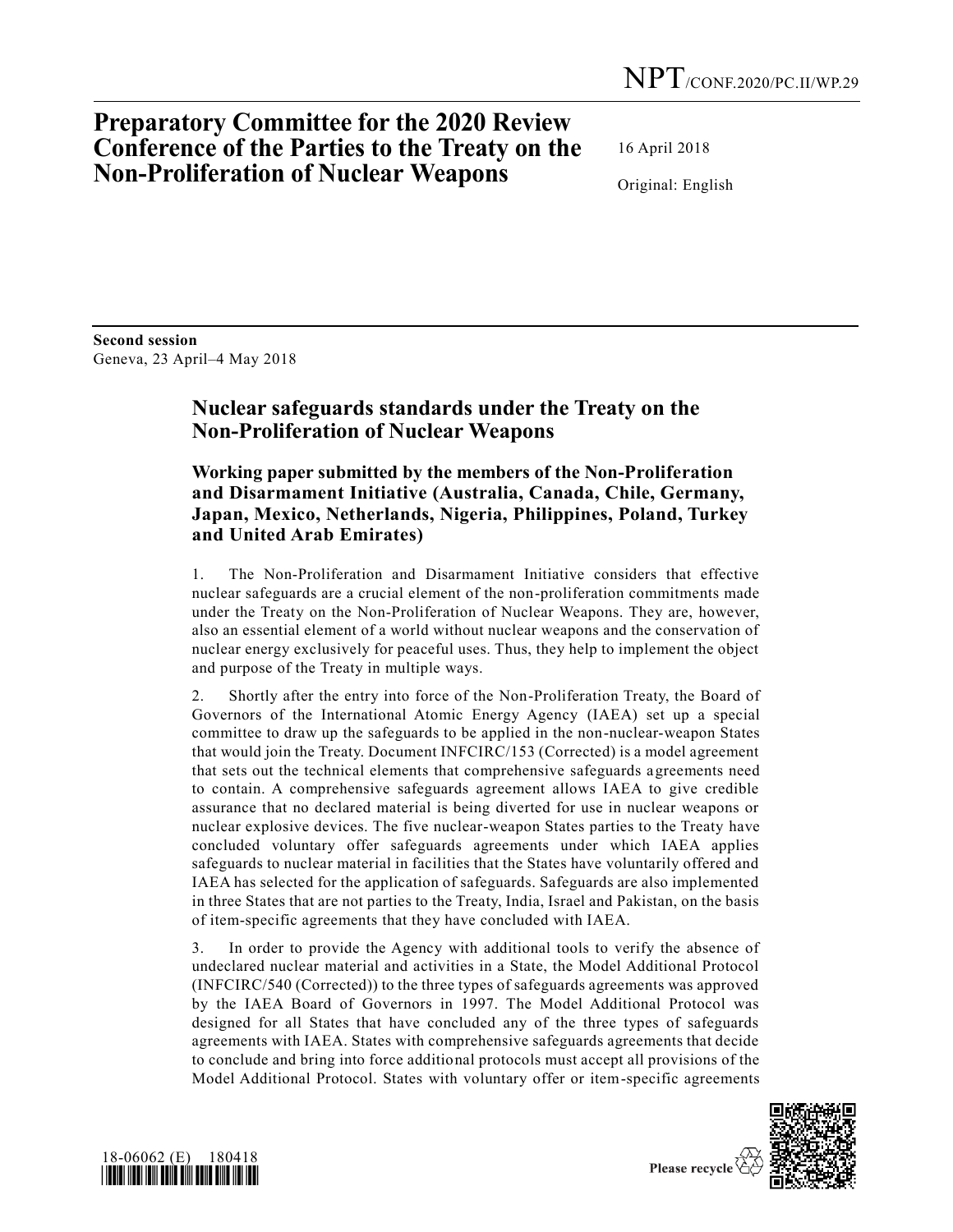NPT/CONF.2020/PC.II/WP.29

# Preparatory Committee for the 2020 Review Conference of the Parties to the Treaty on the Non-Proliferation of Nuclear Weapons

16 April 2018

Original: English

**Second session**
Geneva, 23 April–4 May 2018

## Nuclear safeguards standards under the Treaty on the Non-Proliferation of Nuclear Weapons

### Working paper submitted by the members of the Non-Proliferation and Disarmament Initiative (Australia, Canada, Chile, Germany, Japan, Mexico, Netherlands, Nigeria, Philippines, Poland, Turkey and United Arab Emirates)

1. The Non-Proliferation and Disarmament Initiative considers that effective nuclear safeguards are a crucial element of the non-proliferation commitments made under the Treaty on the Non-Proliferation of Nuclear Weapons. They are, however, also an essential element of a world without nuclear weapons and the conservation of nuclear energy exclusively for peaceful uses. Thus, they help to implement the object and purpose of the Treaty in multiple ways.

2. Shortly after the entry into force of the Non-Proliferation Treaty, the Board of Governors of the International Atomic Energy Agency (IAEA) set up a special committee to draw up the safeguards to be applied in the non-nuclear-weapon States that would join the Treaty. Document INFCIRC/153 (Corrected) is a model agreement that sets out the technical elements that comprehensive safeguards agreements need to contain. A comprehensive safeguards agreement allows IAEA to give credible assurance that no declared material is being diverted for use in nuclear weapons or nuclear explosive devices. The five nuclear-weapon States parties to the Treaty have concluded voluntary offer safeguards agreements under which IAEA applies safeguards to nuclear material in facilities that the States have voluntarily offered and IAEA has selected for the application of safeguards. Safeguards are also implemented in three States that are not parties to the Treaty, India, Israel and Pakistan, on the basis of item-specific agreements that they have concluded with IAEA.

3. In order to provide the Agency with additional tools to verify the absence of undeclared nuclear material and activities in a State, the Model Additional Protocol (INFCIRC/540 (Corrected)) to the three types of safeguards agreements was approved by the IAEA Board of Governors in 1997. The Model Additional Protocol was designed for all States that have concluded any of the three types of safeguards agreements with IAEA. States with comprehensive safeguards agreements that decide to conclude and bring into force additional protocols must accept all provisions of the Model Additional Protocol. States with voluntary offer or item-specific agreements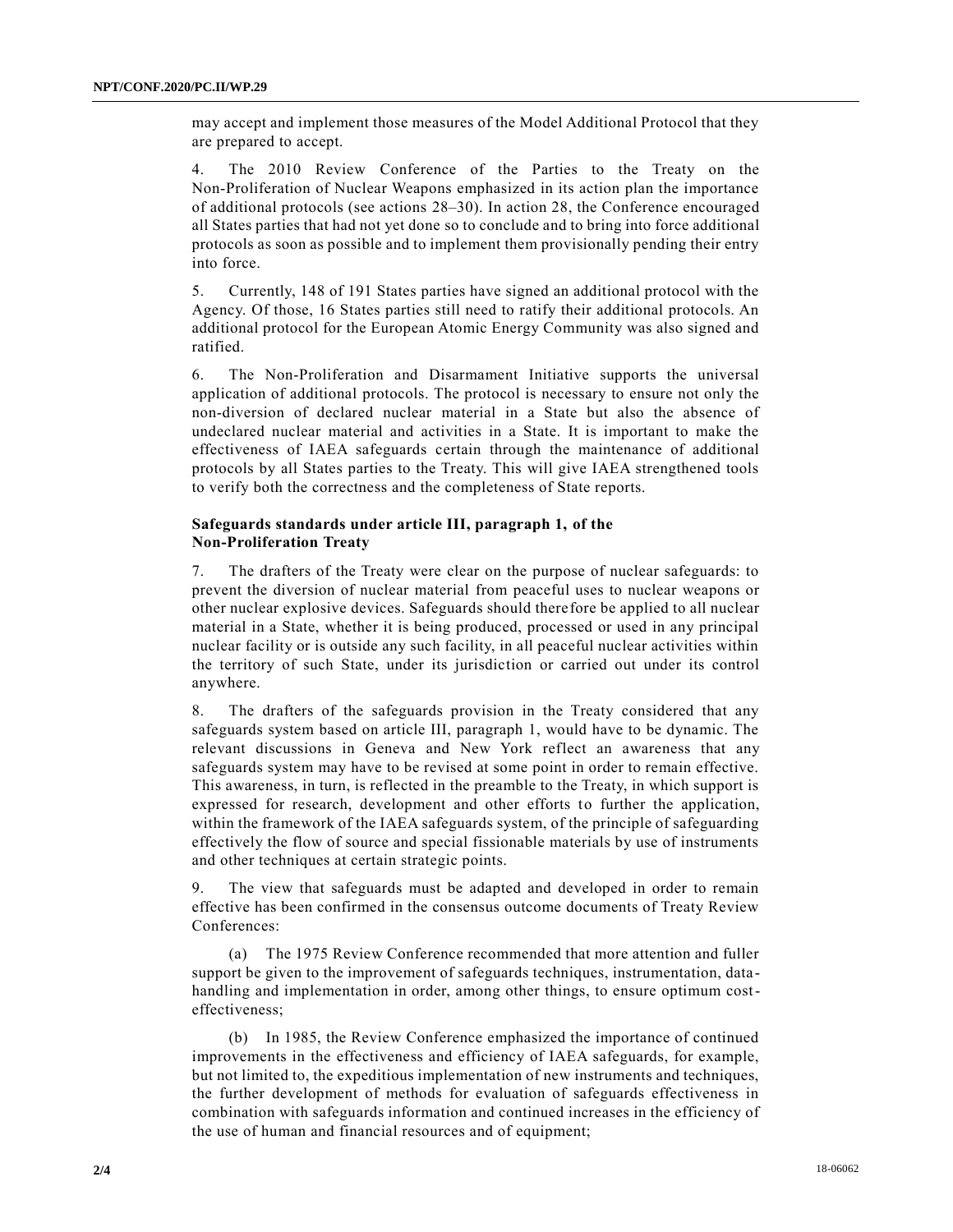may accept and implement those measures of the Model Additional Protocol that they are prepared to accept.

4. The 2010 Review Conference of the Parties to the Treaty on the Non-Proliferation of Nuclear Weapons emphasized in its action plan the importance of additional protocols (see actions 28–30). In action 28, the Conference encouraged all States parties that had not yet done so to conclude and to bring into force additional protocols as soon as possible and to implement them provisionally pending their entry into force.

5. Currently, 148 of 191 States parties have signed an additional protocol with the Agency. Of those, 16 States parties still need to ratify their additional protocols. An additional protocol for the European Atomic Energy Community was also signed and ratified.

6. The Non-Proliferation and Disarmament Initiative supports the universal application of additional protocols. The protocol is necessary to ensure not only the non-diversion of declared nuclear material in a State but also the absence of undeclared nuclear material and activities in a State. It is important to make the effectiveness of IAEA safeguards certain through the maintenance of additional protocols by all States parties to the Treaty. This will give IAEA strengthened tools to verify both the correctness and the completeness of State reports.

### Safeguards standards under article III, paragraph 1, of the Non-Proliferation Treaty

7. The drafters of the Treaty were clear on the purpose of nuclear safeguards: to prevent the diversion of nuclear material from peaceful uses to nuclear weapons or other nuclear explosive devices. Safeguards should therefore be applied to all nuclear material in a State, whether it is being produced, processed or used in any principal nuclear facility or is outside any such facility, in all peaceful nuclear activities within the territory of such State, under its jurisdiction or carried out under its control anywhere.

8. The drafters of the safeguards provision in the Treaty considered that any safeguards system based on article III, paragraph 1, would have to be dynamic. The relevant discussions in Geneva and New York reflect an awareness that any safeguards system may have to be revised at some point in order to remain effective. This awareness, in turn, is reflected in the preamble to the Treaty, in which support is expressed for research, development and other efforts to further the application, within the framework of the IAEA safeguards system, of the principle of safeguarding effectively the flow of source and special fissionable materials by use of instruments and other techniques at certain strategic points.

9. The view that safeguards must be adapted and developed in order to remain effective has been confirmed in the consensus outcome documents of Treaty Review Conferences:

(a) The 1975 Review Conference recommended that more attention and fuller support be given to the improvement of safeguards techniques, instrumentation, data-handling and implementation in order, among other things, to ensure optimum cost-effectiveness;

(b) In 1985, the Review Conference emphasized the importance of continued improvements in the effectiveness and efficiency of IAEA safeguards, for example, but not limited to, the expeditious implementation of new instruments and techniques, the further development of methods for evaluation of safeguards effectiveness in combination with safeguards information and continued increases in the efficiency of the use of human and financial resources and of equipment;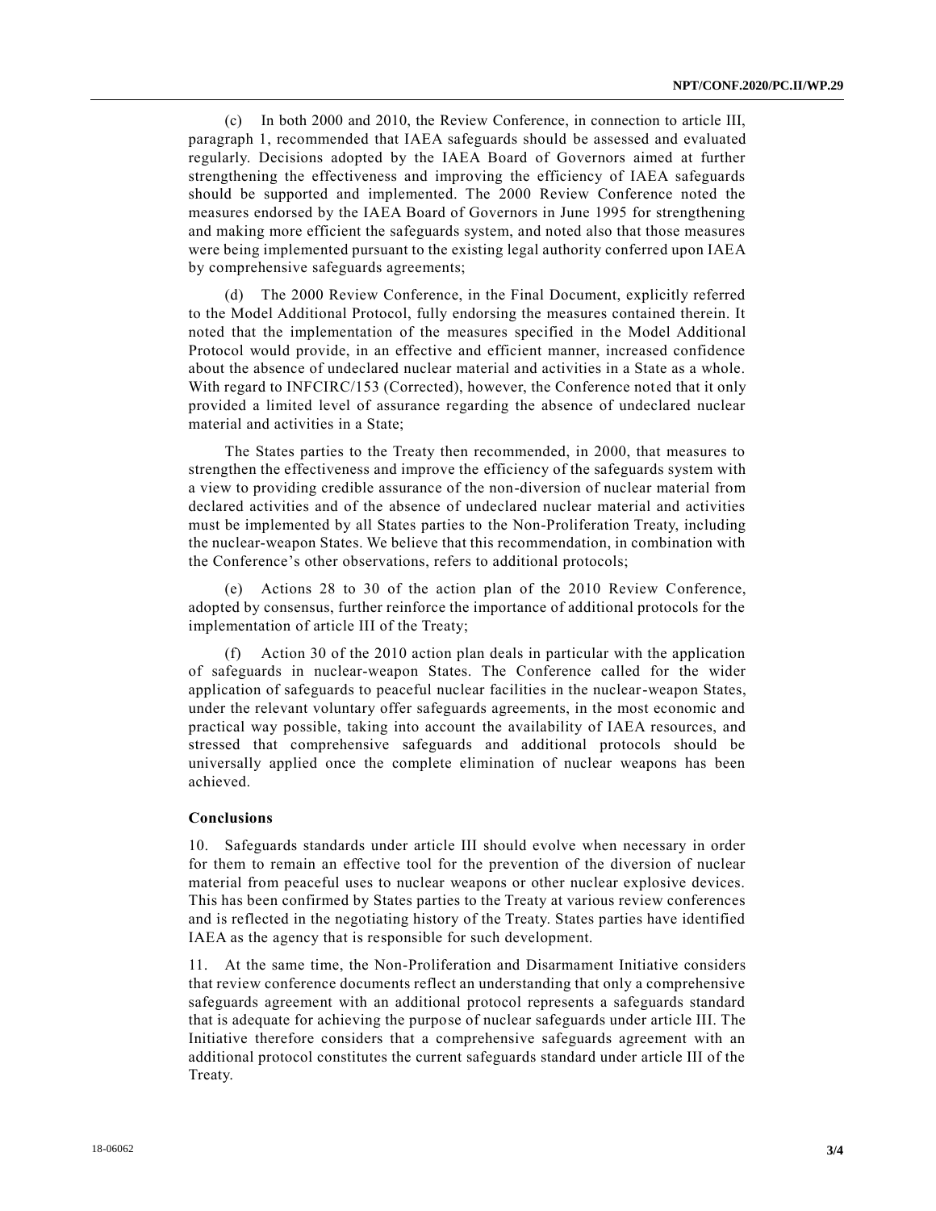(c) In both 2000 and 2010, the Review Conference, in connection to article III, paragraph 1, recommended that IAEA safeguards should be assessed and evaluated regularly. Decisions adopted by the IAEA Board of Governors aimed at further strengthening the effectiveness and improving the efficiency of IAEA safeguards should be supported and implemented. The 2000 Review Conference noted the measures endorsed by the IAEA Board of Governors in June 1995 for strengthening and making more efficient the safeguards system, and noted also that those measures were being implemented pursuant to the existing legal authority conferred upon IAEA by comprehensive safeguards agreements;

(d) The 2000 Review Conference, in the Final Document, explicitly referred to the Model Additional Protocol, fully endorsing the measures contained therein. It noted that the implementation of the measures specified in the Model Additional Protocol would provide, in an effective and efficient manner, increased confidence about the absence of undeclared nuclear material and activities in a State as a whole. With regard to INFCIRC/153 (Corrected), however, the Conference noted that it only provided a limited level of assurance regarding the absence of undeclared nuclear material and activities in a State;

The States parties to the Treaty then recommended, in 2000, that measures to strengthen the effectiveness and improve the efficiency of the safeguards system with a view to providing credible assurance of the non-diversion of nuclear material from declared activities and of the absence of undeclared nuclear material and activities must be implemented by all States parties to the Non-Proliferation Treaty, including the nuclear-weapon States. We believe that this recommendation, in combination with the Conference's other observations, refers to additional protocols;

(e) Actions 28 to 30 of the action plan of the 2010 Review Conference, adopted by consensus, further reinforce the importance of additional protocols for the implementation of article III of the Treaty;

(f) Action 30 of the 2010 action plan deals in particular with the application of safeguards in nuclear-weapon States. The Conference called for the wider application of safeguards to peaceful nuclear facilities in the nuclear-weapon States, under the relevant voluntary offer safeguards agreements, in the most economic and practical way possible, taking into account the availability of IAEA resources, and stressed that comprehensive safeguards and additional protocols should be universally applied once the complete elimination of nuclear weapons has been achieved.

**Conclusions**

10. Safeguards standards under article III should evolve when necessary in order for them to remain an effective tool for the prevention of the diversion of nuclear material from peaceful uses to nuclear weapons or other nuclear explosive devices. This has been confirmed by States parties to the Treaty at various review conferences and is reflected in the negotiating history of the Treaty. States parties have identified IAEA as the agency that is responsible for such development.

11. At the same time, the Non-Proliferation and Disarmament Initiative considers that review conference documents reflect an understanding that only a comprehensive safeguards agreement with an additional protocol represents a safeguards standard that is adequate for achieving the purpose of nuclear safeguards under article III. The Initiative therefore considers that a comprehensive safeguards agreement with an additional protocol constitutes the current safeguards standard under article III of the Treaty.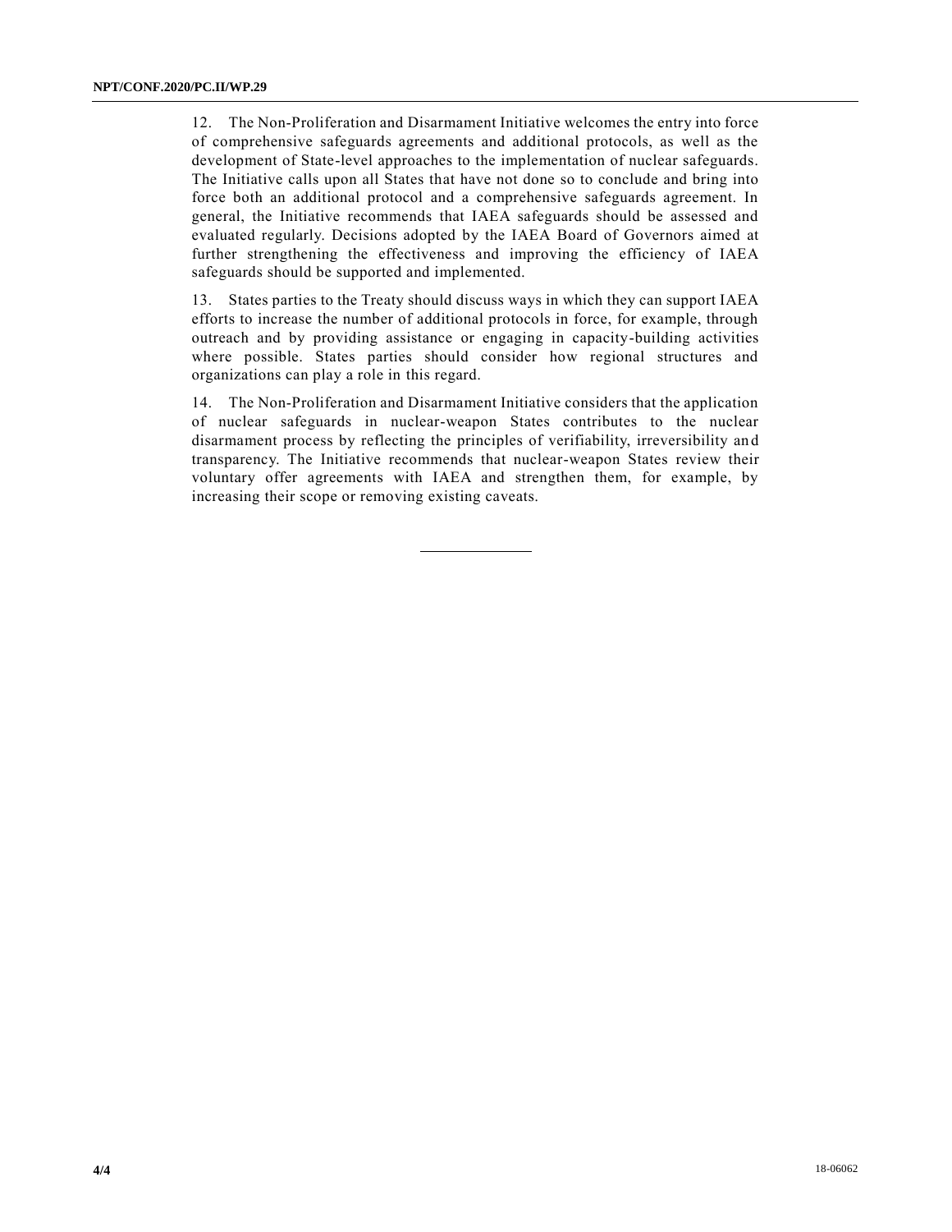12. The Non-Proliferation and Disarmament Initiative welcomes the entry into force of comprehensive safeguards agreements and additional protocols, as well as the development of State-level approaches to the implementation of nuclear safeguards. The Initiative calls upon all States that have not done so to conclude and bring into force both an additional protocol and a comprehensive safeguards agreement. In general, the Initiative recommends that IAEA safeguards should be assessed and evaluated regularly. Decisions adopted by the IAEA Board of Governors aimed at further strengthening the effectiveness and improving the efficiency of IAEA safeguards should be supported and implemented.

13. States parties to the Treaty should discuss ways in which they can support IAEA efforts to increase the number of additional protocols in force, for example, through outreach and by providing assistance or engaging in capacity-building activities where possible. States parties should consider how regional structures and organizations can play a role in this regard.

14. The Non-Proliferation and Disarmament Initiative considers that the application of nuclear safeguards in nuclear-weapon States contributes to the nuclear disarmament process by reflecting the principles of verifiability, irreversibility and transparency. The Initiative recommends that nuclear-weapon States review their voluntary offer agreements with IAEA and strengthen them, for example, by increasing their scope or removing existing caveats.